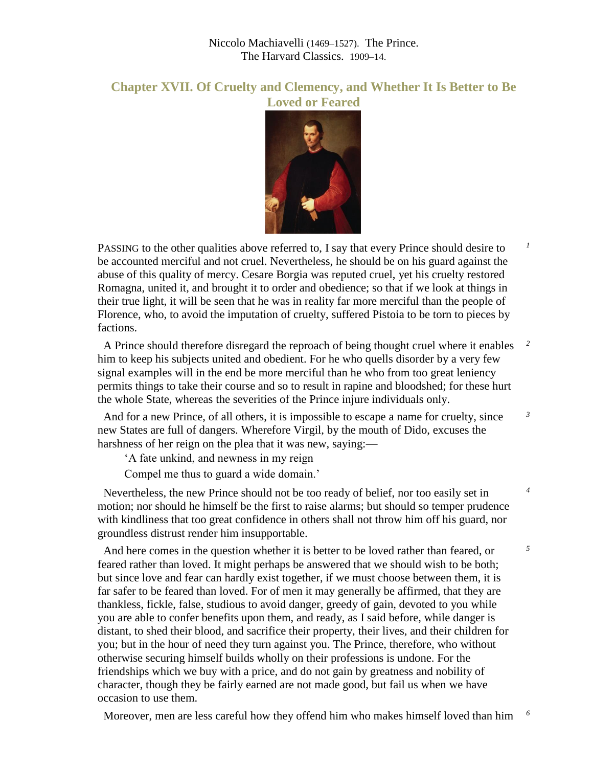Niccolo Machiavelli (1469–1527). The Prince.
The Harvard Classics. 1909–14.

## Chapter XVII. Of Cruelty and Clemency, and Whether It Is Better to Be Loved or Feared

PASSING to the other qualities above referred to, I say that every Prince should desire to be accounted merciful and not cruel. Nevertheless, he should be on his guard against the abuse of this quality of mercy. Cesare Borgia was reputed cruel, yet his cruelty restored Romagna, united it, and brought it to order and obedience; so that if we look at things in their true light, it will be seen that he was in reality far more merciful than the people of Florence, who, to avoid the imputation of cruelty, suffered Pistoia to be torn to pieces by factions.

A Prince should therefore disregard the reproach of being thought cruel where it enables him to keep his subjects united and obedient. For he who quells disorder by a very few signal examples will in the end be more merciful than he who from too great leniency permits things to take their course and so to result in rapine and bloodshed; for these hurt the whole State, whereas the severities of the Prince injure individuals only.

And for a new Prince, of all others, it is impossible to escape a name for cruelty, since new States are full of dangers. Wherefore Virgil, by the mouth of Dido, excuses the harshness of her reign on the plea that it was new, saying:—

> 'A fate unkind, and newness in my reign
> Compel me thus to guard a wide domain.'

Nevertheless, the new Prince should not be too ready of belief, nor too easily set in motion; nor should he himself be the first to raise alarms; but should so temper prudence with kindliness that too great confidence in others shall not throw him off his guard, nor groundless distrust render him insupportable.

And here comes in the question whether it is better to be loved rather than feared, or feared rather than loved. It might perhaps be answered that we should wish to be both; but since love and fear can hardly exist together, if we must choose between them, it is far safer to be feared than loved. For of men it may generally be affirmed, that they are thankless, fickle, false, studious to avoid danger, greedy of gain, devoted to you while you are able to confer benefits upon them, and ready, as I said before, while danger is distant, to shed their blood, and sacrifice their property, their lives, and their children for you; but in the hour of need they turn against you. The Prince, therefore, who without otherwise securing himself builds wholly on their professions is undone. For the friendships which we buy with a price, and do not gain by greatness and nobility of character, though they be fairly earned are not made good, but fail us when we have occasion to use them.

Moreover, men are less careful how they offend him who makes himself loved than him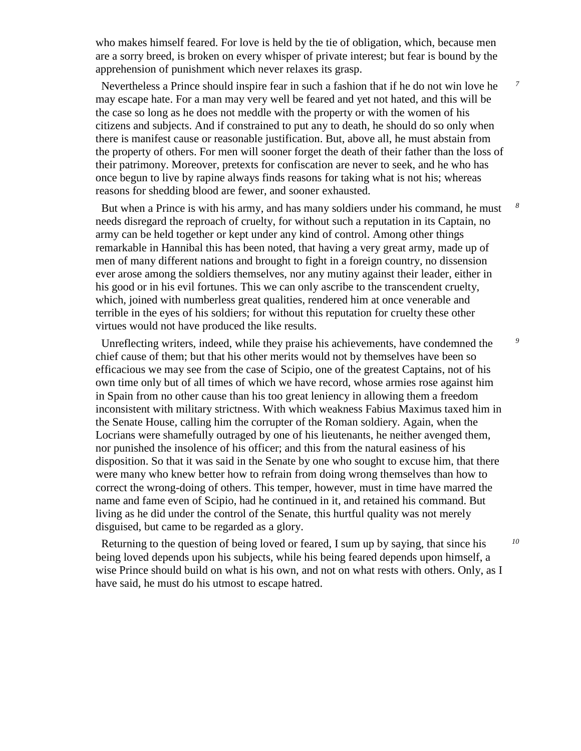who makes himself feared. For love is held by the tie of obligation, which, because men are a sorry breed, is broken on every whisper of private interest; but fear is bound by the apprehension of punishment which never relaxes its grasp.

Nevertheless a Prince should inspire fear in such a fashion that if he do not win love he may escape hate. For a man may very well be feared and yet not hated, and this will be the case so long as he does not meddle with the property or with the women of his citizens and subjects. And if constrained to put any to death, he should do so only when there is manifest cause or reasonable justification. But, above all, he must abstain from the property of others. For men will sooner forget the death of their father than the loss of their patrimony. Moreover, pretexts for confiscation are never to seek, and he who has once begun to live by rapine always finds reasons for taking what is not his; whereas reasons for shedding blood are fewer, and sooner exhausted.

But when a Prince is with his army, and has many soldiers under his command, he must needs disregard the reproach of cruelty, for without such a reputation in its Captain, no army can be held together or kept under any kind of control. Among other things remarkable in Hannibal this has been noted, that having a very great army, made up of men of many different nations and brought to fight in a foreign country, no dissension ever arose among the soldiers themselves, nor any mutiny against their leader, either in his good or in his evil fortunes. This we can only ascribe to the transcendent cruelty, which, joined with numberless great qualities, rendered him at once venerable and terrible in the eyes of his soldiers; for without this reputation for cruelty these other virtues would not have produced the like results.

Unreflecting writers, indeed, while they praise his achievements, have condemned the chief cause of them; but that his other merits would not by themselves have been so efficacious we may see from the case of Scipio, one of the greatest Captains, not of his own time only but of all times of which we have record, whose armies rose against him in Spain from no other cause than his too great leniency in allowing them a freedom inconsistent with military strictness. With which weakness Fabius Maximus taxed him in the Senate House, calling him the corrupter of the Roman soldiery. Again, when the Locrians were shamefully outraged by one of his lieutenants, he neither avenged them, nor punished the insolence of his officer; and this from the natural easiness of his disposition. So that it was said in the Senate by one who sought to excuse him, that there were many who knew better how to refrain from doing wrong themselves than how to correct the wrong-doing of others. This temper, however, must in time have marred the name and fame even of Scipio, had he continued in it, and retained his command. But living as he did under the control of the Senate, this hurtful quality was not merely disguised, but came to be regarded as a glory.

Returning to the question of being loved or feared, I sum up by saying, that since his being loved depends upon his subjects, while his being feared depends upon himself, a wise Prince should build on what is his own, and not on what rests with others. Only, as I have said, he must do his utmost to escape hatred.